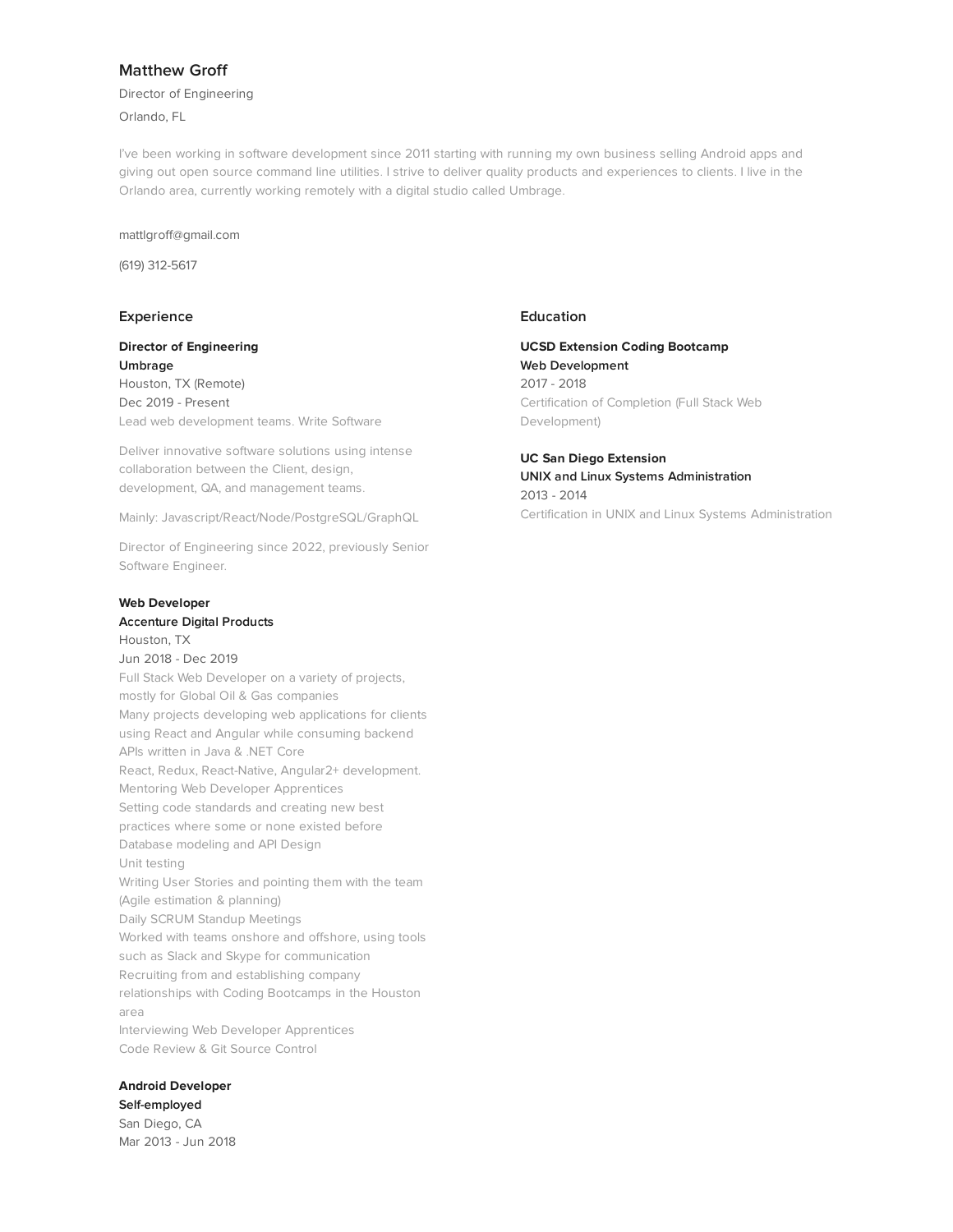# Matthew Groff

Director of Engineering

Orlando, FL

I've been working in software development since 2011 starting with running my own business selling Android apps and giving out open source command line utilities. I strive to deliver quality products and experiences to clients. I live in the Orlando area, currently working remotely with a digital studio called Umbrage.

mattlgroff@gmail.com

(619) 312-5617

## Experience

**Director of Engineering**
**Umbrage**
Houston, TX (Remote)
Dec 2019 - Present
Lead web development teams. Write Software

Deliver innovative software solutions using intense collaboration between the Client, design, development, QA, and management teams.

Mainly: Javascript/React/Node/PostgreSQL/GraphQL

Director of Engineering since 2022, previously Senior Software Engineer.

**Web Developer**
**Accenture Digital Products**
Houston, TX
Jun 2018 - Dec 2019
Full Stack Web Developer on a variety of projects, mostly for Global Oil & Gas companies
Many projects developing web applications for clients using React and Angular while consuming backend APIs written in Java & .NET Core
React, Redux, React-Native, Angular2+ development.
Mentoring Web Developer Apprentices
Setting code standards and creating new best practices where some or none existed before
Database modeling and API Design
Unit testing
Writing User Stories and pointing them with the team (Agile estimation & planning)
Daily SCRUM Standup Meetings
Worked with teams onshore and offshore, using tools such as Slack and Skype for communication
Recruiting from and establishing company relationships with Coding Bootcamps in the Houston area
Interviewing Web Developer Apprentices
Code Review & Git Source Control

**Android Developer**
**Self-employed**
San Diego, CA
Mar 2013 - Jun 2018

## Education

**UCSD Extension Coding Bootcamp**
**Web Development**
2017 - 2018
Certification of Completion (Full Stack Web Development)

**UC San Diego Extension**
**UNIX and Linux Systems Administration**
2013 - 2014
Certification in UNIX and Linux Systems Administration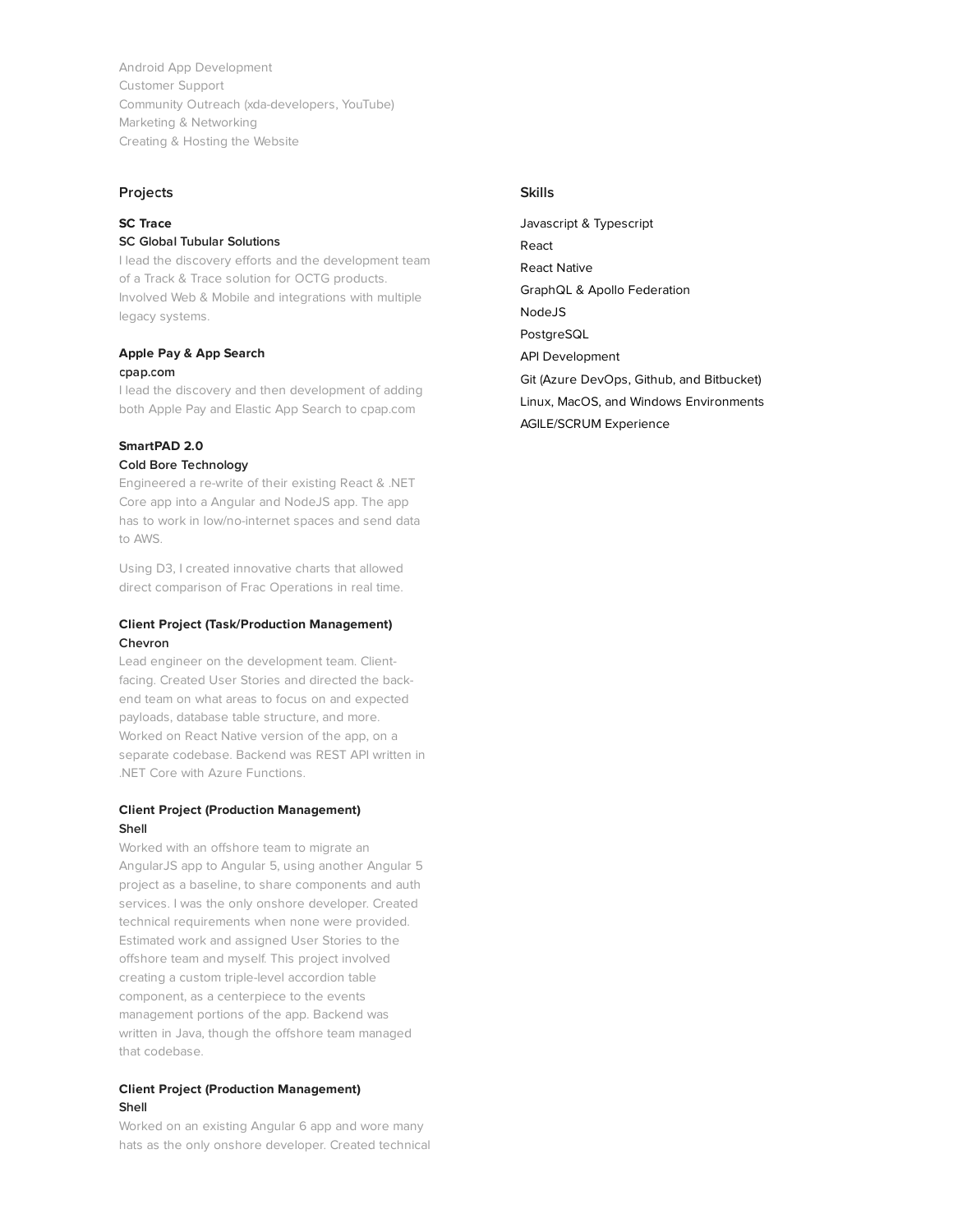Android App Development
Customer Support
Community Outreach (xda-developers, YouTube)
Marketing & Networking
Creating & Hosting the Website

## Projects

**SC Trace**
SC Global Tubular Solutions
I lead the discovery efforts and the development team of a Track & Trace solution for OCTG products. Involved Web & Mobile and integrations with multiple legacy systems.

**Apple Pay & App Search**
cpap.com
I lead the discovery and then development of adding both Apple Pay and Elastic App Search to cpap.com

**SmartPAD 2.0**
Cold Bore Technology
Engineered a re-write of their existing React & .NET Core app into a Angular and NodeJS app. The app has to work in low/no-internet spaces and send data to AWS.

Using D3, I created innovative charts that allowed direct comparison of Frac Operations in real time.

**Client Project (Task/Production Management)**
Chevron
Lead engineer on the development team. Client-facing. Created User Stories and directed the back-end team on what areas to focus on and expected payloads, database table structure, and more. Worked on React Native version of the app, on a separate codebase. Backend was REST API written in .NET Core with Azure Functions.

**Client Project (Production Management)**
Shell
Worked with an offshore team to migrate an AngularJS app to Angular 5, using another Angular 5 project as a baseline, to share components and auth services. I was the only onshore developer. Created technical requirements when none were provided. Estimated work and assigned User Stories to the offshore team and myself. This project involved creating a custom triple-level accordion table component, as a centerpiece to the events management portions of the app. Backend was written in Java, though the offshore team managed that codebase.

**Client Project (Production Management)**
Shell
Worked on an existing Angular 6 app and wore many hats as the only onshore developer. Created technical

## Skills

- Javascript & Typescript
- React
- React Native
- GraphQL & Apollo Federation
- NodeJS
- PostgreSQL
- API Development
- Git (Azure DevOps, Github, and Bitbucket)
- Linux, MacOS, and Windows Environments
- AGILE/SCRUM Experience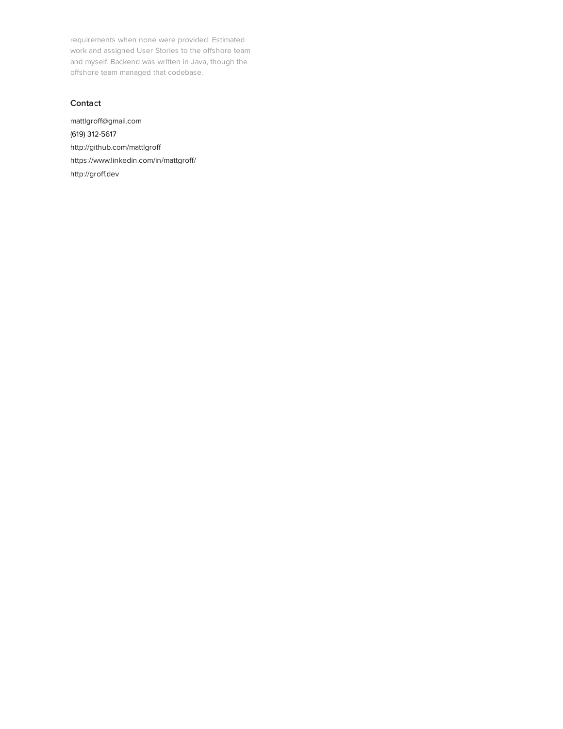requirements when none were provided. Estimated work and assigned User Stories to the offshore team and myself. Backend was written in Java, though the offshore team managed that codebase.

## Contact

mattlgroff@gmail.com

(619) 312-5617

http://github.com/mattlgroff

https://www.linkedin.com/in/mattgroff/

http://groff.dev